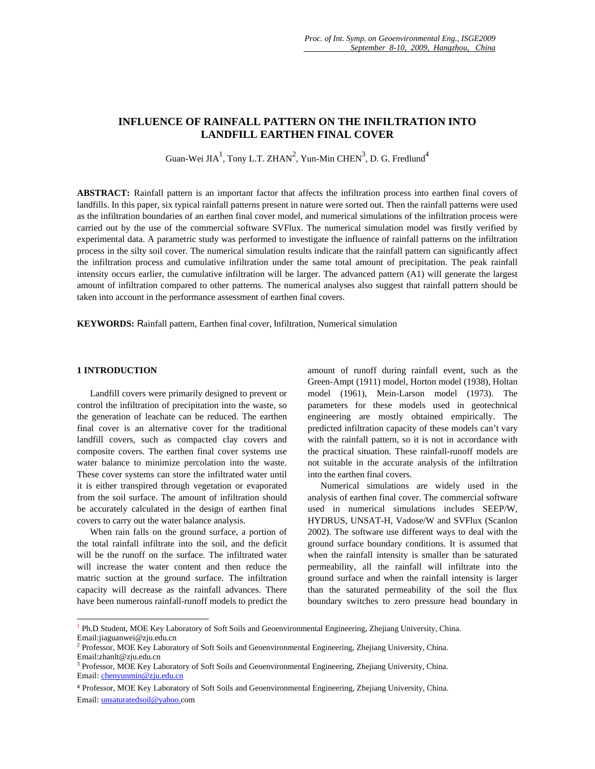# INFLUENCE OF RAINFALL PATTERN ON THE INFILTRATION INTO LANDFILL EARTHEN FINAL COVER

Guan-Wei JIA[1], Tony L.T. ZHAN[2], Yun-Min CHEN[3], D. G. Fredlund[4]

**ABSTRACT:** Rainfall pattern is an important factor that affects the infiltration process into earthen final covers of landfills. In this paper, six typical rainfall patterns present in nature were sorted out. Then the rainfall patterns were used as the infiltration boundaries of an earthen final cover model, and numerical simulations of the infiltration process were carried out by the use of the commercial software SVFlux. The numerical simulation model was firstly verified by experimental data. A parametric study was performed to investigate the influence of rainfall patterns on the infiltration process in the silty soil cover. The numerical simulation results indicate that the rainfall pattern can significantly affect the infiltration process and cumulative infiltration under the same total amount of precipitation. The peak rainfall intensity occurs earlier, the cumulative infiltration will be larger. The advanced pattern (A1) will generate the largest amount of infiltration compared to other patterns. The numerical analyses also suggest that rainfall pattern should be taken into account in the performance assessment of earthen final covers.

**KEYWORDS:** Rainfall pattern, Earthen final cover, Infiltration, Numerical simulation

## 1 INTRODUCTION

Landfill covers were primarily designed to prevent or control the infiltration of precipitation into the waste, so the generation of leachate can be reduced. The earthen final cover is an alternative cover for the traditional landfill covers, such as compacted clay covers and composite covers. The earthen final cover systems use water balance to minimize percolation into the waste. These cover systems can store the infiltrated water until it is either transpired through vegetation or evaporated from the soil surface. The amount of infiltration should be accurately calculated in the design of earthen final covers to carry out the water balance analysis.

When rain falls on the ground surface, a portion of the total rainfall infiltrate into the soil, and the deficit will be the runoff on the surface. The infiltrated water will increase the water content and then reduce the matric suction at the ground surface. The infiltration capacity will decrease as the rainfall advances. There have been numerous rainfall-runoff models to predict the amount of runoff during rainfall event, such as the Green-Ampt (1911) model, Horton model (1938), Holtan model (1961), Mein-Larson model (1973). The parameters for these models used in geotechnical engineering are mostly obtained empirically. The predicted infiltration capacity of these models can't vary with the rainfall pattern, so it is not in accordance with the practical situation. These rainfall-runoff models are not suitable in the accurate analysis of the infiltration into the earthen final covers.

Numerical simulations are widely used in the analysis of earthen final cover. The commercial software used in numerical simulations includes SEEP/W, HYDRUS, UNSAT-H, Vadose/W and SVFlux (Scanlon 2002). The software use different ways to deal with the ground surface boundary conditions. It is assumed that when the rainfall intensity is smaller than be saturated permeability, all the rainfall will infiltrate into the ground surface and when the rainfall intensity is larger than the saturated permeability of the soil the flux boundary switches to zero pressure head boundary in

---

[1] Ph.D Student, MOE Key Laboratory of Soft Soils and Geoenvironmental Engineering, Zhejiang University, China. Email:jiaguanwei@zju.edu.cn

[2] Professor, MOE Key Laboratory of Soft Soils and Geoenvironmental Engineering, Zhejiang University, China. Email:zhanlt@zju.edu.cn

[3] Professor, MOE Key Laboratory of Soft Soils and Geoenvironmental Engineering, Zhejiang University, China. Email: chenyunmin@zju.edu.cn

[4] Professor, MOE Key Laboratory of Soft Soils and Geoenvironmental Engineering, Zhejiang University, China. Email: unsaturatedsoil@yahoo.com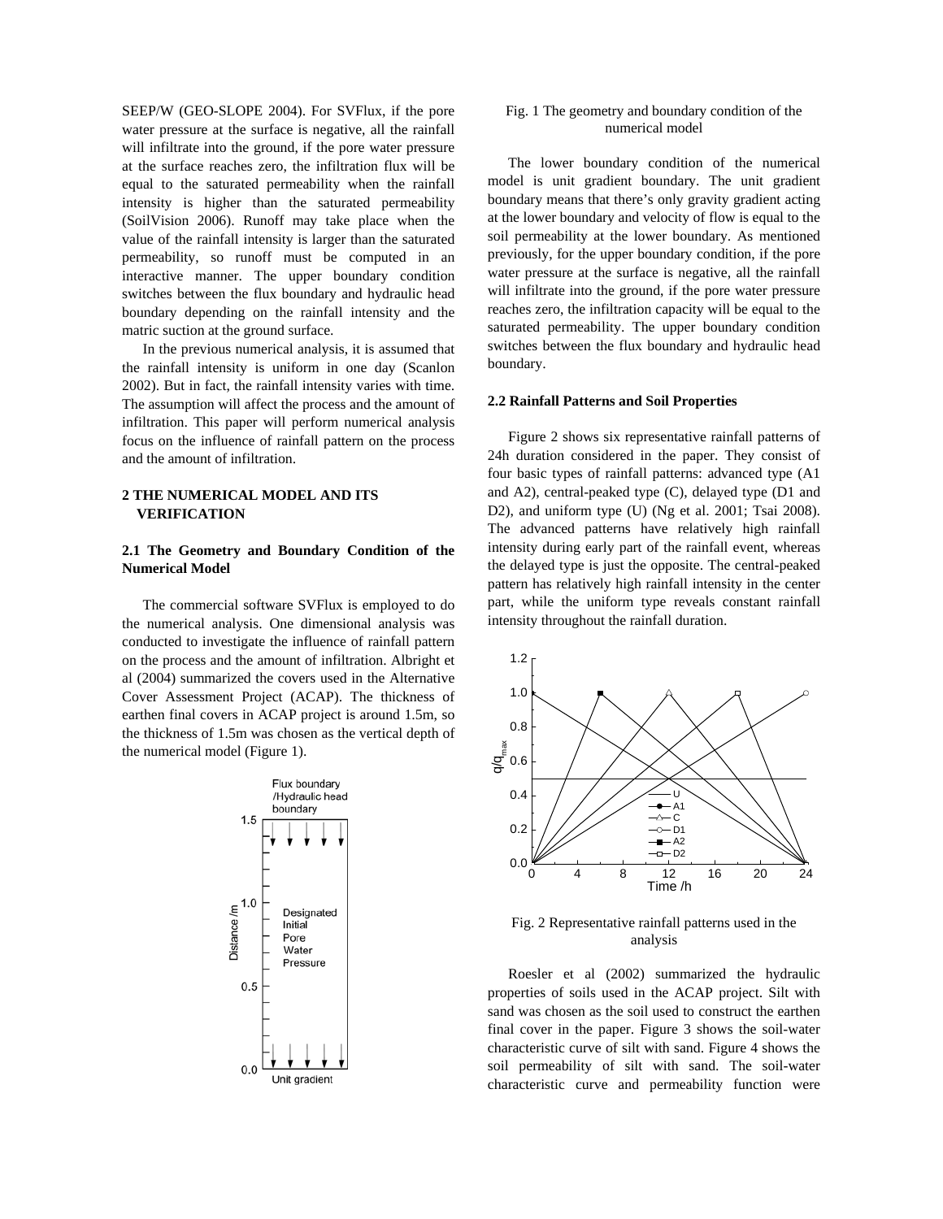SEEP/W (GEO-SLOPE 2004). For SVFlux, if the pore water pressure at the surface is negative, all the rainfall will infiltrate into the ground, if the pore water pressure at the surface reaches zero, the infiltration flux will be equal to the saturated permeability when the rainfall intensity is higher than the saturated permeability (SoilVision 2006). Runoff may take place when the value of the rainfall intensity is larger than the saturated permeability, so runoff must be computed in an interactive manner. The upper boundary condition switches between the flux boundary and hydraulic head boundary depending on the rainfall intensity and the matric suction at the ground surface.

In the previous numerical analysis, it is assumed that the rainfall intensity is uniform in one day (Scanlon 2002). But in fact, the rainfall intensity varies with time. The assumption will affect the process and the amount of infiltration. This paper will perform numerical analysis focus on the influence of rainfall pattern on the process and the amount of infiltration.

## 2 THE NUMERICAL MODEL AND ITS VERIFICATION

### 2.1 The Geometry and Boundary Condition of the Numerical Model

The commercial software SVFlux is employed to do the numerical analysis. One dimensional analysis was conducted to investigate the influence of rainfall pattern on the process and the amount of infiltration. Albright et al (2004) summarized the covers used in the Alternative Cover Assessment Project (ACAP). The thickness of earthen final covers in ACAP project is around 1.5m, so the thickness of 1.5m was chosen as the vertical depth of the numerical model (Figure 1).

Fig. 1 The geometry and boundary condition of the numerical model

The lower boundary condition of the numerical model is unit gradient boundary. The unit gradient boundary means that there's only gravity gradient acting at the lower boundary and velocity of flow is equal to the soil permeability at the lower boundary. As mentioned previously, for the upper boundary condition, if the pore water pressure at the surface is negative, all the rainfall will infiltrate into the ground, if the pore water pressure reaches zero, the infiltration capacity will be equal to the saturated permeability. The upper boundary condition switches between the flux boundary and hydraulic head boundary.

### 2.2 Rainfall Patterns and Soil Properties

Figure 2 shows six representative rainfall patterns of 24h duration considered in the paper. They consist of four basic types of rainfall patterns: advanced type (A1 and A2), central-peaked type (C), delayed type (D1 and D2), and uniform type (U) (Ng et al. 2001; Tsai 2008). The advanced patterns have relatively high rainfall intensity during early part of the rainfall event, whereas the delayed type is just the opposite. The central-peaked pattern has relatively high rainfall intensity in the center part, while the uniform type reveals constant rainfall intensity throughout the rainfall duration.

Fig. 2 Representative rainfall patterns used in the analysis

Roesler et al (2002) summarized the hydraulic properties of soils used in the ACAP project. Silt with sand was chosen as the soil used to construct the earthen final cover in the paper. Figure 3 shows the soil-water characteristic curve of silt with sand. Figure 4 shows the soil permeability of silt with sand. The soil-water characteristic curve and permeability function were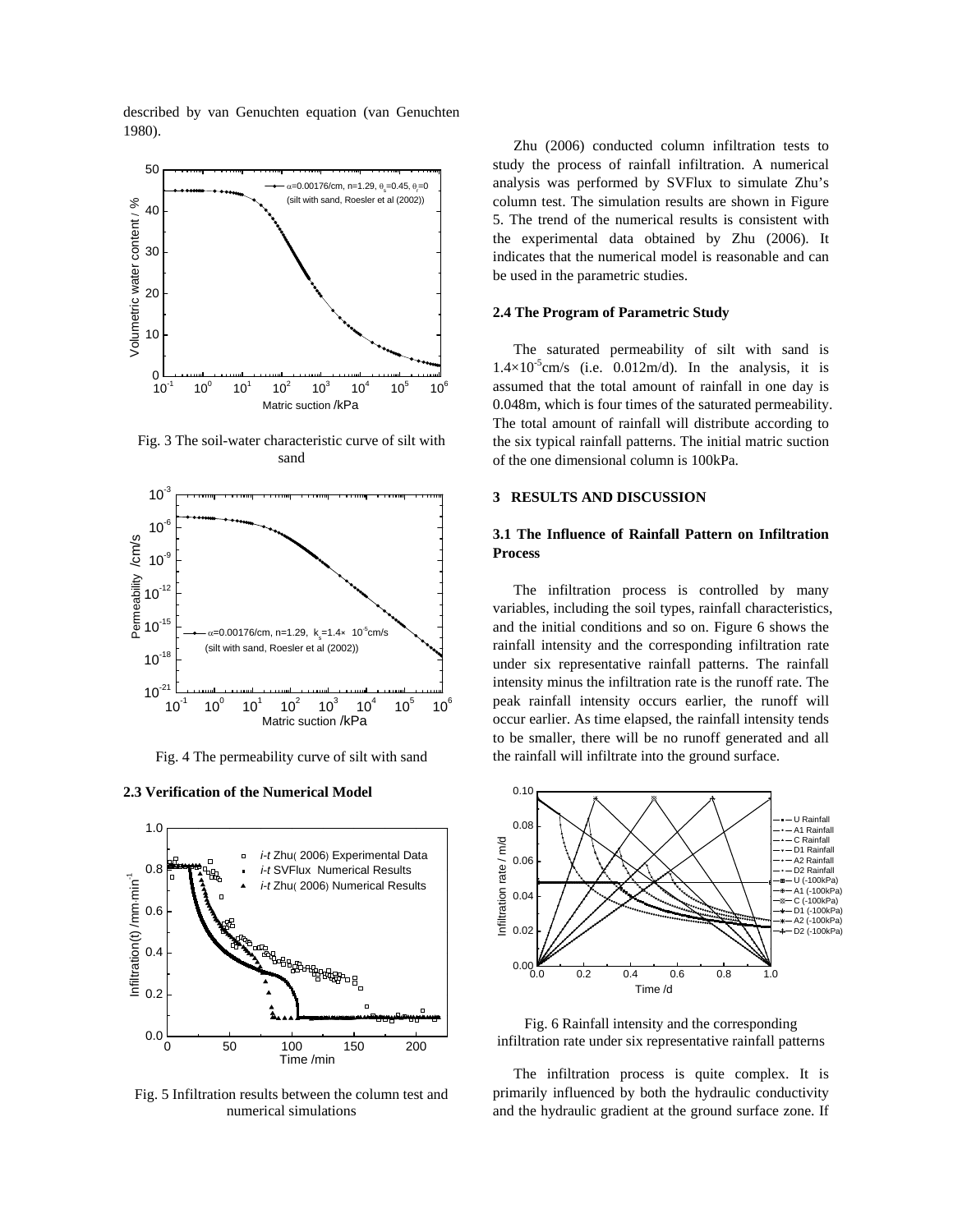described by van Genuchten equation (van Genuchten 1980).

Fig. 3 The soil-water characteristic curve of silt with sand

Fig. 4 The permeability curve of silt with sand

### 2.3 Verification of the Numerical Model

Fig. 5 Infiltration results between the column test and numerical simulations

Zhu (2006) conducted column infiltration tests to study the process of rainfall infiltration. A numerical analysis was performed by SVFlux to simulate Zhu's column test. The simulation results are shown in Figure 5. The trend of the numerical results is consistent with the experimental data obtained by Zhu (2006). It indicates that the numerical model is reasonable and can be used in the parametric studies.

### 2.4 The Program of Parametric Study

The saturated permeability of silt with sand is $1.4\times10^{-5}$cm/s (i.e. 0.012m/d). In the analysis, it is assumed that the total amount of rainfall in one day is 0.048m, which is four times of the saturated permeability. The total amount of rainfall will distribute according to the six typical rainfall patterns. The initial matric suction of the one dimensional column is 100kPa.

## 3 RESULTS AND DISCUSSION

### 3.1 The Influence of Rainfall Pattern on Infiltration Process

The infiltration process is controlled by many variables, including the soil types, rainfall characteristics, and the initial conditions and so on. Figure 6 shows the rainfall intensity and the corresponding infiltration rate under six representative rainfall patterns. The rainfall intensity minus the infiltration rate is the runoff rate. The peak rainfall intensity occurs earlier, the runoff will occur earlier. As time elapsed, the rainfall intensity tends to be smaller, there will be no runoff generated and all the rainfall will infiltrate into the ground surface.

Fig. 6 Rainfall intensity and the corresponding infiltration rate under six representative rainfall patterns

The infiltration process is quite complex. It is primarily influenced by both the hydraulic conductivity and the hydraulic gradient at the ground surface zone. If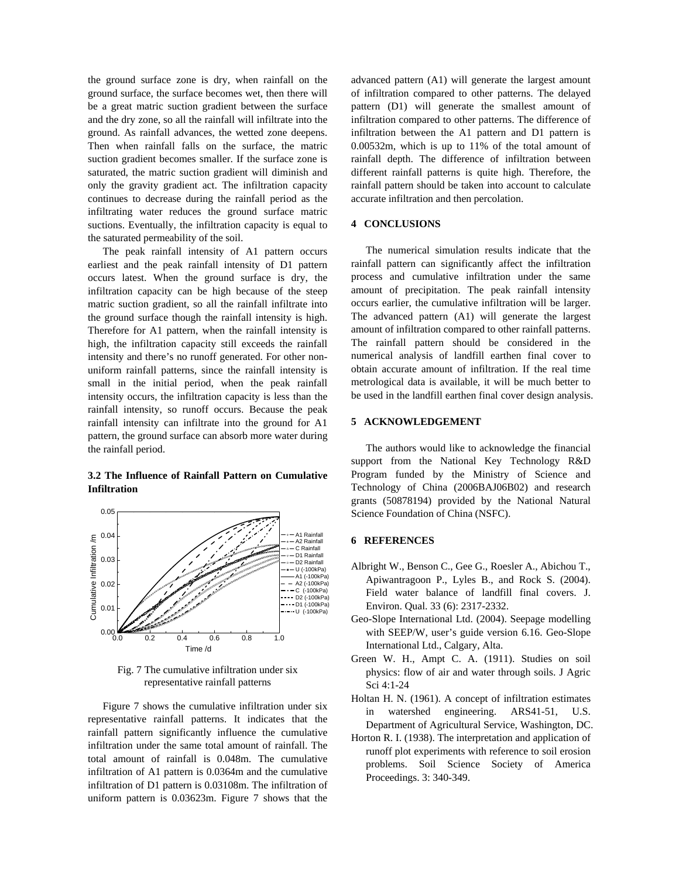the ground surface zone is dry, when rainfall on the ground surface, the surface becomes wet, then there will be a great matric suction gradient between the surface and the dry zone, so all the rainfall will infiltrate into the ground. As rainfall advances, the wetted zone deepens. Then when rainfall falls on the surface, the matric suction gradient becomes smaller. If the surface zone is saturated, the matric suction gradient will diminish and only the gravity gradient act. The infiltration capacity continues to decrease during the rainfall period as the infiltrating water reduces the ground surface matric suctions. Eventually, the infiltration capacity is equal to the saturated permeability of the soil.

The peak rainfall intensity of A1 pattern occurs earliest and the peak rainfall intensity of D1 pattern occurs latest. When the ground surface is dry, the infiltration capacity can be high because of the steep matric suction gradient, so all the rainfall infiltrate into the ground surface though the rainfall intensity is high. Therefore for A1 pattern, when the rainfall intensity is high, the infiltration capacity still exceeds the rainfall intensity and there's no runoff generated. For other non-uniform rainfall patterns, since the rainfall intensity is small in the initial period, when the peak rainfall intensity occurs, the infiltration capacity is less than the rainfall intensity, so runoff occurs. Because the peak rainfall intensity can infiltrate into the ground for A1 pattern, the ground surface can absorb more water during the rainfall period.

### 3.2 The Influence of Rainfall Pattern on Cumulative Infiltration

Fig. 7 The cumulative infiltration under six representative rainfall patterns

Figure 7 shows the cumulative infiltration under six representative rainfall patterns. It indicates that the rainfall pattern significantly influence the cumulative infiltration under the same total amount of rainfall. The total amount of rainfall is 0.048m. The cumulative infiltration of A1 pattern is 0.0364m and the cumulative infiltration of D1 pattern is 0.03108m. The infiltration of uniform pattern is 0.03623m. Figure 7 shows that the advanced pattern (A1) will generate the largest amount of infiltration compared to other patterns. The delayed pattern (D1) will generate the smallest amount of infiltration compared to other patterns. The difference of infiltration between the A1 pattern and D1 pattern is 0.00532m, which is up to 11% of the total amount of rainfall depth. The difference of infiltration between different rainfall patterns is quite high. Therefore, the rainfall pattern should be taken into account to calculate accurate infiltration and then percolation.

## 4 CONCLUSIONS

The numerical simulation results indicate that the rainfall pattern can significantly affect the infiltration process and cumulative infiltration under the same amount of precipitation. The peak rainfall intensity occurs earlier, the cumulative infiltration will be larger. The advanced pattern (A1) will generate the largest amount of infiltration compared to other rainfall patterns. The rainfall pattern should be considered in the numerical analysis of landfill earthen final cover to obtain accurate amount of infiltration. If the real time metrological data is available, it will be much better to be used in the landfill earthen final cover design analysis.

## 5 ACKNOWLEDGEMENT

The authors would like to acknowledge the financial support from the National Key Technology R&D Program funded by the Ministry of Science and Technology of China (2006BAJ06B02) and research grants (50878194) provided by the National Natural Science Foundation of China (NSFC).

## 6 REFERENCES

Albright W., Benson C., Gee G., Roesler A., Abichou T., Apiwantragoon P., Lyles B., and Rock S. (2004). Field water balance of landfill final covers. J. Environ. Qual. 33 (6): 2317-2332.

Geo-Slope International Ltd. (2004). Seepage modelling with SEEP/W, user's guide version 6.16. Geo-Slope International Ltd., Calgary, Alta.

Green W. H., Ampt C. A. (1911). Studies on soil physics: flow of air and water through soils. J Agric Sci 4:1-24

Holtan H. N. (1961). A concept of infiltration estimates in watershed engineering. ARS41-51, U.S. Department of Agricultural Service, Washington, DC.

Horton R. I. (1938). The interpretation and application of runoff plot experiments with reference to soil erosion problems. Soil Science Society of America Proceedings. 3: 340-349.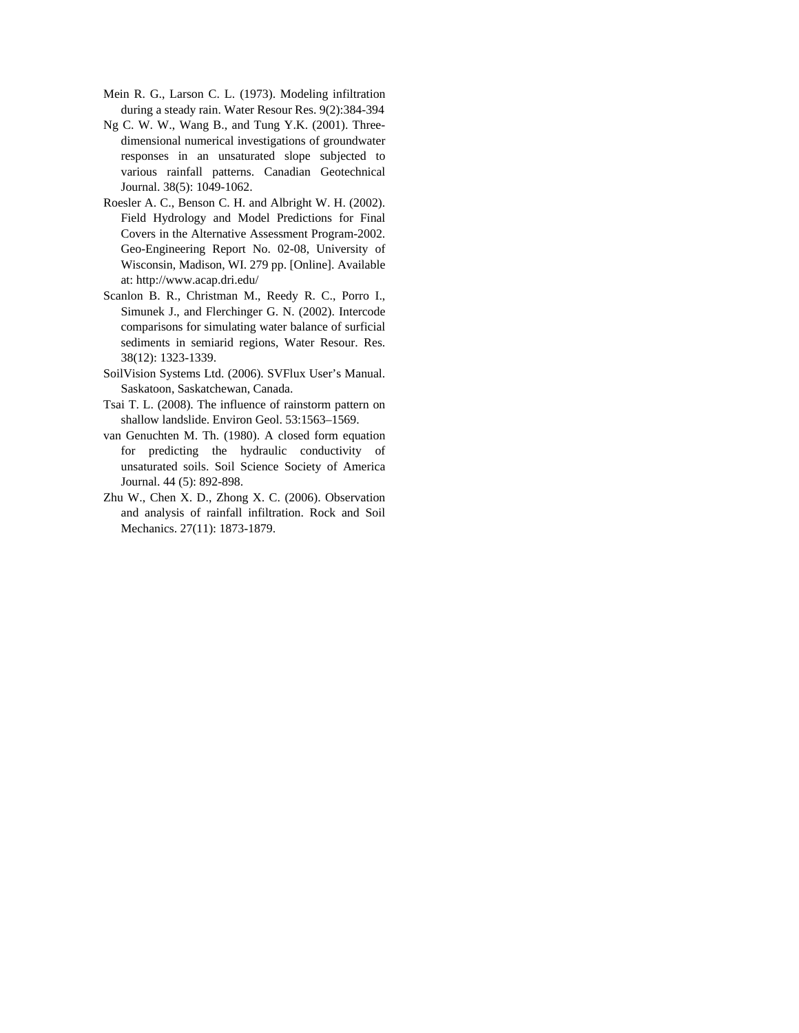Mein R. G., Larson C. L. (1973). Modeling infiltration during a steady rain. Water Resour Res. 9(2):384-394

Ng C. W. W., Wang B., and Tung Y.K. (2001). Three-dimensional numerical investigations of groundwater responses in an unsaturated slope subjected to various rainfall patterns. Canadian Geotechnical Journal. 38(5): 1049-1062.

Roesler A. C., Benson C. H. and Albright W. H. (2002). Field Hydrology and Model Predictions for Final Covers in the Alternative Assessment Program-2002. Geo-Engineering Report No. 02-08, University of Wisconsin, Madison, WI. 279 pp. [Online]. Available at: http://www.acap.dri.edu/

Scanlon B. R., Christman M., Reedy R. C., Porro I., Simunek J., and Flerchinger G. N. (2002). Intercode comparisons for simulating water balance of surficial sediments in semiarid regions, Water Resour. Res. 38(12): 1323-1339.

SoilVision Systems Ltd. (2006). SVFlux User's Manual. Saskatoon, Saskatchewan, Canada.

Tsai T. L. (2008). The influence of rainstorm pattern on shallow landslide. Environ Geol. 53:1563–1569.

van Genuchten M. Th. (1980). A closed form equation for predicting the hydraulic conductivity of unsaturated soils. Soil Science Society of America Journal. 44 (5): 892-898.

Zhu W., Chen X. D., Zhong X. C. (2006). Observation and analysis of rainfall infiltration. Rock and Soil Mechanics. 27(11): 1873-1879.